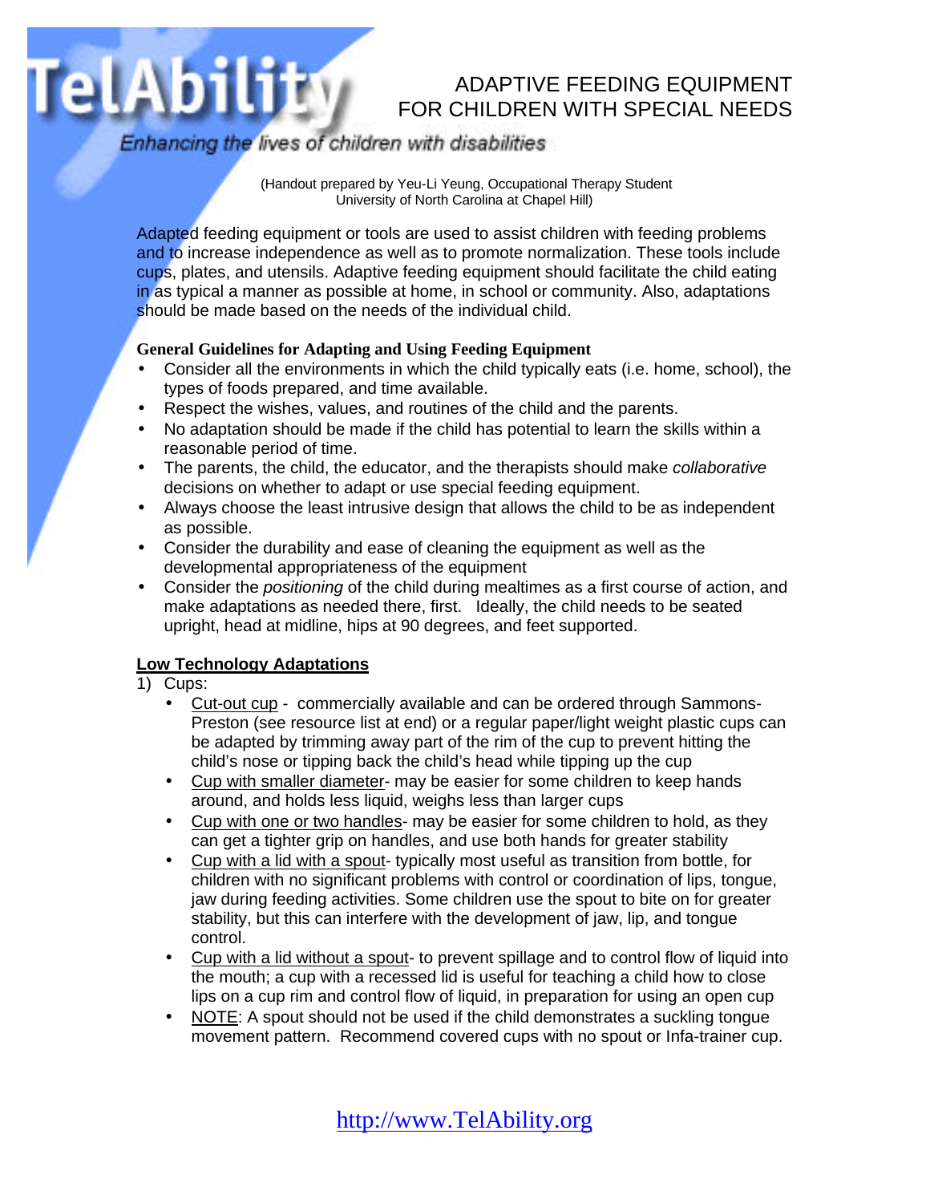TelAbility

*Enhancing the lives of children with disabilities*

# ADAPTIVE FEEDING EQUIPMENT FOR CHILDREN WITH SPECIAL NEEDS

(Handout prepared by Yeu-Li Yeung, Occupational Therapy Student University of North Carolina at Chapel Hill)

Adapted feeding equipment or tools are used to assist children with feeding problems and to increase independence as well as to promote normalization. These tools include cups, plates, and utensils. Adaptive feeding equipment should facilitate the child eating in as typical a manner as possible at home, in school or community. Also, adaptations should be made based on the needs of the individual child.

**General Guidelines for Adapting and Using Feeding Equipment**

- Consider all the environments in which the child typically eats (i.e. home, school), the types of foods prepared, and time available.
- Respect the wishes, values, and routines of the child and the parents.
- No adaptation should be made if the child has potential to learn the skills within a reasonable period of time.
- The parents, the child, the educator, and the therapists should make *collaborative* decisions on whether to adapt or use special feeding equipment.
- Always choose the least intrusive design that allows the child to be as independent as possible.
- Consider the durability and ease of cleaning the equipment as well as the developmental appropriateness of the equipment
- Consider the *positioning* of the child during mealtimes as a first course of action, and make adaptations as needed there, first. Ideally, the child needs to be seated upright, head at midline, hips at 90 degrees, and feet supported.

**Low Technology Adaptations**

1) Cups:
   - Cut-out cup - commercially available and can be ordered through Sammons-Preston (see resource list at end) or a regular paper/light weight plastic cups can be adapted by trimming away part of the rim of the cup to prevent hitting the child's nose or tipping back the child's head while tipping up the cup
   - Cup with smaller diameter- may be easier for some children to keep hands around, and holds less liquid, weighs less than larger cups
   - Cup with one or two handles- may be easier for some children to hold, as they can get a tighter grip on handles, and use both hands for greater stability
   - Cup with a lid with a spout- typically most useful as transition from bottle, for children with no significant problems with control or coordination of lips, tongue, jaw during feeding activities. Some children use the spout to bite on for greater stability, but this can interfere with the development of jaw, lip, and tongue control.
   - Cup with a lid without a spout- to prevent spillage and to control flow of liquid into the mouth; a cup with a recessed lid is useful for teaching a child how to close lips on a cup rim and control flow of liquid, in preparation for using an open cup
   - NOTE: A spout should not be used if the child demonstrates a suckling tongue movement pattern. Recommend covered cups with no spout or Infa-trainer cup.

http://www.TelAbility.org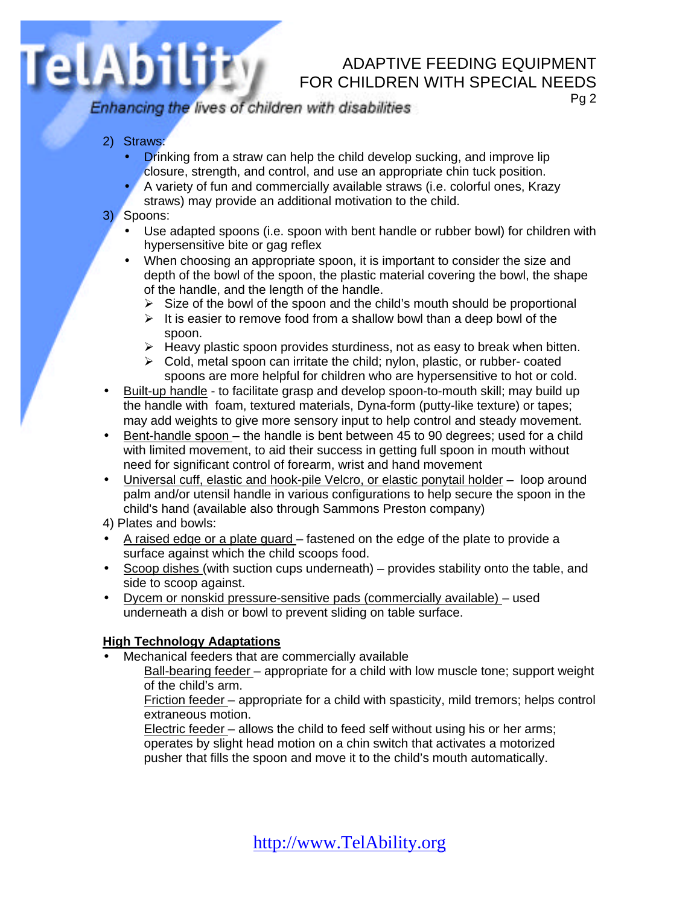2) Straws:
   - Drinking from a straw can help the child develop sucking, and improve lip closure, strength, and control, and use an appropriate chin tuck position.
   - A variety of fun and commercially available straws (i.e. colorful ones, Krazy straws) may provide an additional motivation to the child.

3) Spoons:
   - Use adapted spoons (i.e. spoon with bent handle or rubber bowl) for children with hypersensitive bite or gag reflex
   - When choosing an appropriate spoon, it is important to consider the size and depth of the bowl of the spoon, the plastic material covering the bowl, the shape of the handle, and the length of the handle.
     - Size of the bowl of the spoon and the child's mouth should be proportional
     - It is easier to remove food from a shallow bowl than a deep bowl of the spoon.
     - Heavy plastic spoon provides sturdiness, not as easy to break when bitten.
     - Cold, metal spoon can irritate the child; nylon, plastic, or rubber- coated spoons are more helpful for children who are hypersensitive to hot or cold.

- Built-up handle - to facilitate grasp and develop spoon-to-mouth skill; may build up the handle with foam, textured materials, Dyna-form (putty-like texture) or tapes; may add weights to give more sensory input to help control and steady movement.
- Bent-handle spoon – the handle is bent between 45 to 90 degrees; used for a child with limited movement, to aid their success in getting full spoon in mouth without need for significant control of forearm, wrist and hand movement
- Universal cuff, elastic and hook-pile Velcro, or elastic ponytail holder – loop around palm and/or utensil handle in various configurations to help secure the spoon in the child's hand (available also through Sammons Preston company)

4) Plates and bowls:

- A raised edge or a plate guard – fastened on the edge of the plate to provide a surface against which the child scoops food.
- Scoop dishes (with suction cups underneath) – provides stability onto the table, and side to scoop against.
- Dycem or nonskid pressure-sensitive pads (commercially available) – used underneath a dish or bowl to prevent sliding on table surface.

**High Technology Adaptations**

- Mechanical feeders that are commercially available

  Ball-bearing feeder – appropriate for a child with low muscle tone; support weight of the child's arm.

  Friction feeder – appropriate for a child with spasticity, mild tremors; helps control extraneous motion.

  Electric feeder – allows the child to feed self without using his or her arms; operates by slight head motion on a chin switch that activates a motorized pusher that fills the spoon and move it to the child's mouth automatically.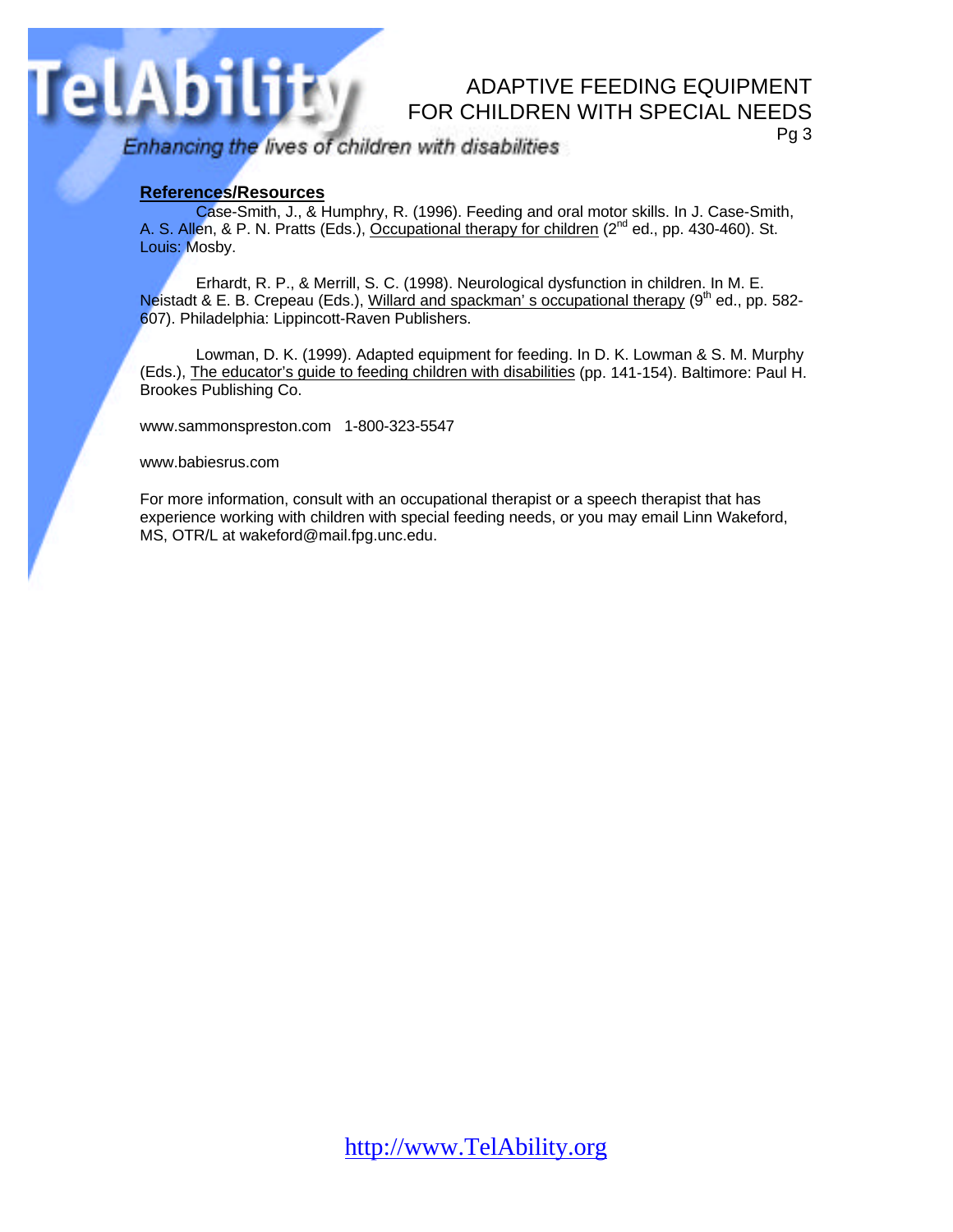**References/Resources**

Case-Smith, J., & Humphry, R. (1996). Feeding and oral motor skills. In J. Case-Smith, A. S. Allen, & P. N. Pratts (Eds.), Occupational therapy for children (2nd ed., pp. 430-460). St. Louis: Mosby.

Erhardt, R. P., & Merrill, S. C. (1998). Neurological dysfunction in children. In M. E. Neistadt & E. B. Crepeau (Eds.), Willard and spackman' s occupational therapy (9th ed., pp. 582-607). Philadelphia: Lippincott-Raven Publishers.

Lowman, D. K. (1999). Adapted equipment for feeding. In D. K. Lowman & S. M. Murphy (Eds.), The educator's guide to feeding children with disabilities (pp. 141-154). Baltimore: Paul H. Brookes Publishing Co.

www.sammonspreston.com 1-800-323-5547

www.babiesrus.com

For more information, consult with an occupational therapist or a speech therapist that has experience working with children with special feeding needs, or you may email Linn Wakeford, MS, OTR/L at wakeford@mail.fpg.unc.edu.